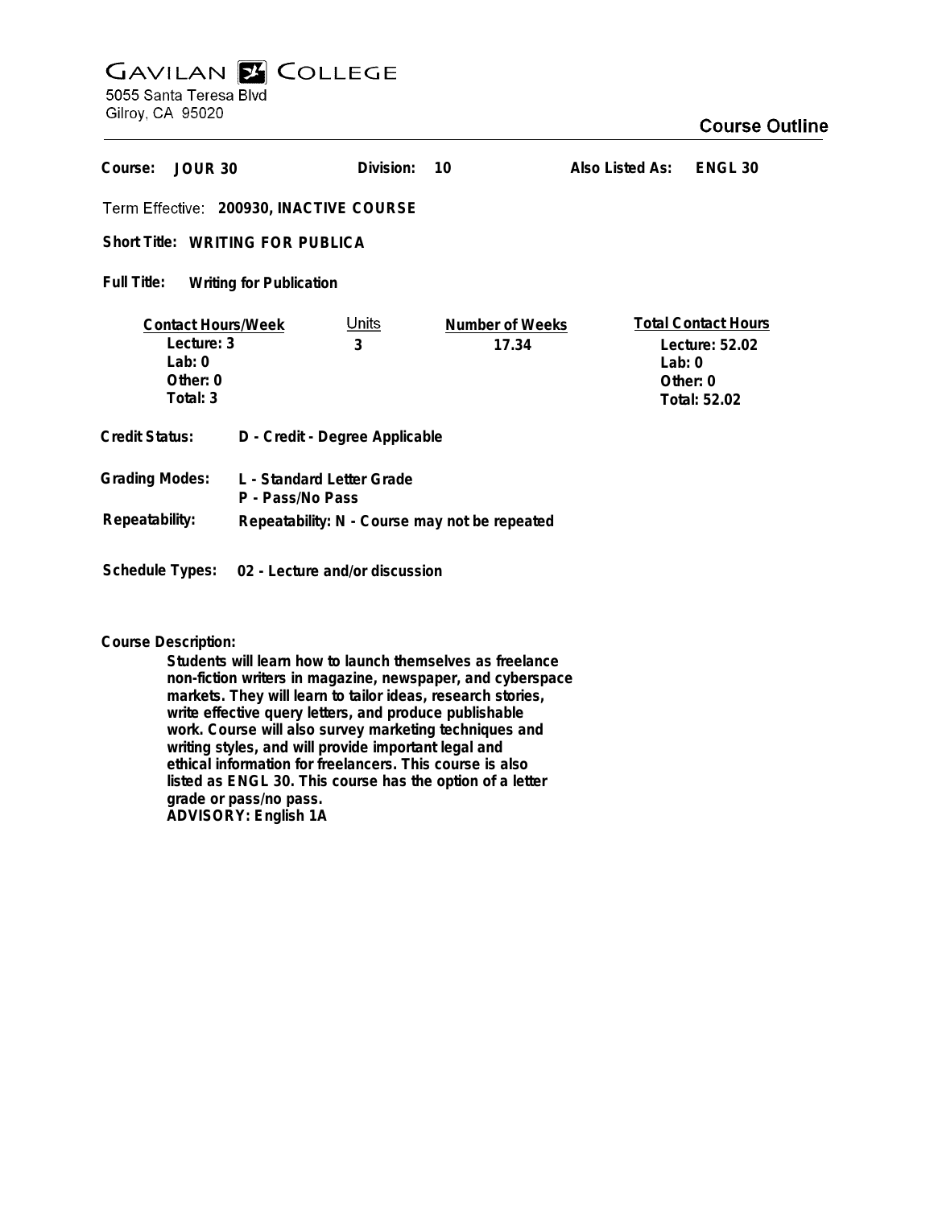# GAVILAN COLLEGE

5055 Santa Teresa Blvd
Gilroy, CA 95020

## Course Outline

**Course:** JOUR 30 **Division:** 10 **Also Listed As:** ENGL 30

**Term Effective:** 200930, INACTIVE COURSE

**Short Title:** WRITING FOR PUBLICA

**Full Title:** Writing for Publication

| Contact Hours/Week | Units | Number of Weeks | Total Contact Hours |
|---|---|---|---|
| Lecture: 3 | 3 | 17.34 | Lecture: 52.02 |
| Lab: 0 | | | Lab: 0 |
| Other: 0 | | | Other: 0 |
| Total: 3 | | | Total: 52.02 |

**Credit Status:** D - Credit - Degree Applicable

**Grading Modes:** L - Standard Letter Grade
P - Pass/No Pass

**Repeatability:** Repeatability: N - Course may not be repeated

**Schedule Types:** 02 - Lecture and/or discussion

**Course Description:**

Students will learn how to launch themselves as freelance non-fiction writers in magazine, newspaper, and cyberspace markets. They will learn to tailor ideas, research stories, write effective query letters, and produce publishable work. Course will also survey marketing techniques and writing styles, and will provide important legal and ethical information for freelancers. This course is also listed as ENGL 30. This course has the option of a letter grade or pass/no pass.
ADVISORY: English 1A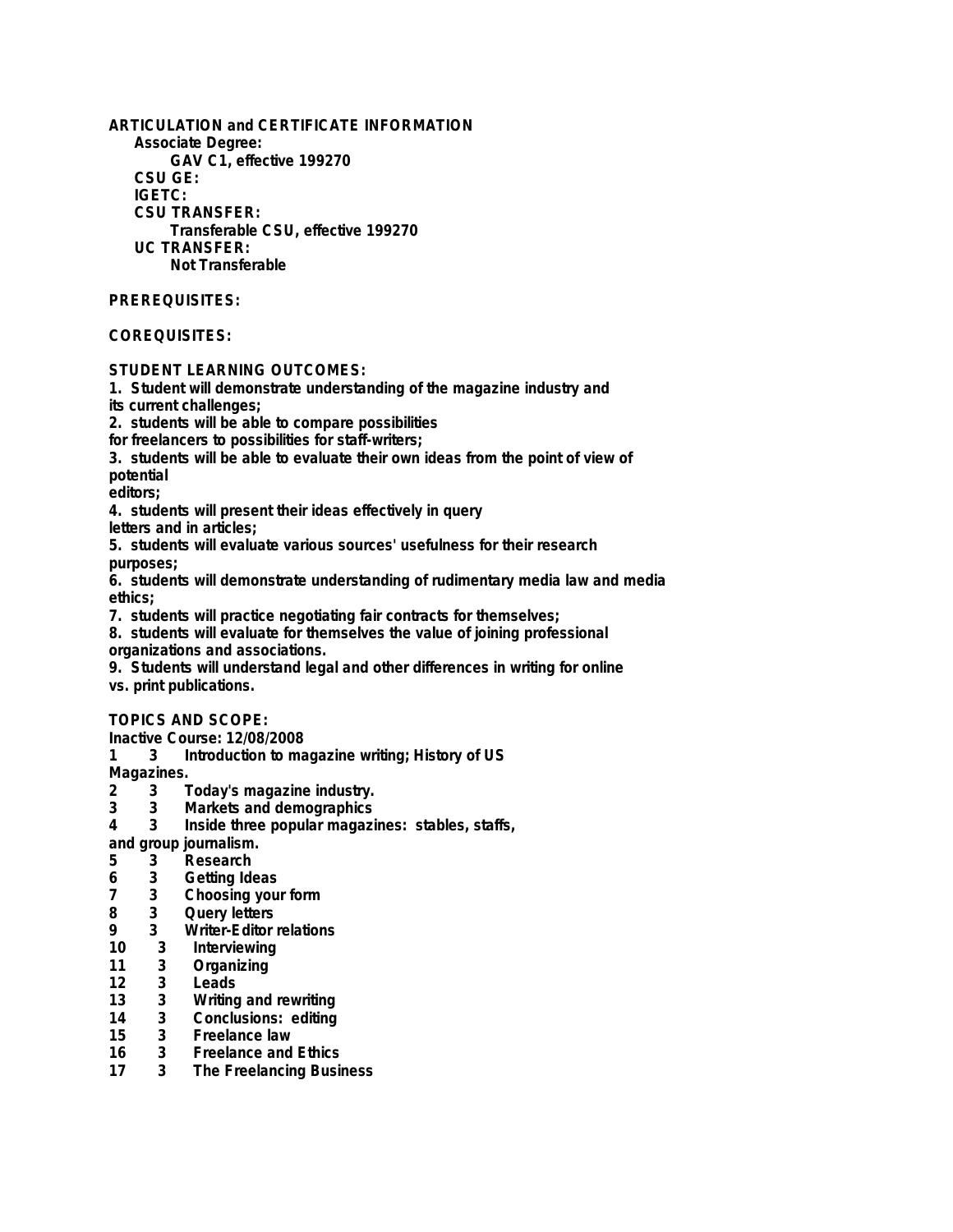**ARTICULATION and CERTIFICATE INFORMATION**

**Associate Degree:**

**GAV C1, effective 199270**

**CSU GE:**

**IGETC:**

**CSU TRANSFER:**

**Transferable CSU, effective 199270**

**UC TRANSFER:**

**Not Transferable**

**PREREQUISITES:**

**COREQUISITES:**

**STUDENT LEARNING OUTCOMES:**

1. Student will demonstrate understanding of the magazine industry and its current challenges;
2. students will be able to compare possibilities for freelancers to possibilities for staff-writers;
3. students will be able to evaluate their own ideas from the point of view of potential editors;
4. students will present their ideas effectively in query letters and in articles;
5. students will evaluate various sources' usefulness for their research purposes;
6. students will demonstrate understanding of rudimentary media law and media ethics;
7. students will practice negotiating fair contracts for themselves;
8. students will evaluate for themselves the value of joining professional organizations and associations.
9. Students will understand legal and other differences in writing for online vs. print publications.

**TOPICS AND SCOPE:**

**Inactive Course: 12/08/2008**

1 3 Introduction to magazine writing; History of US Magazines.
2 3 Today's magazine industry.
3 3 Markets and demographics
4 3 Inside three popular magazines: stables, staffs, and group journalism.
5 3 Research
6 3 Getting Ideas
7 3 Choosing your form
8 3 Query letters
9 3 Writer-Editor relations
10 3 Interviewing
11 3 Organizing
12 3 Leads
13 3 Writing and rewriting
14 3 Conclusions: editing
15 3 Freelance law
16 3 Freelance and Ethics
17 3 The Freelancing Business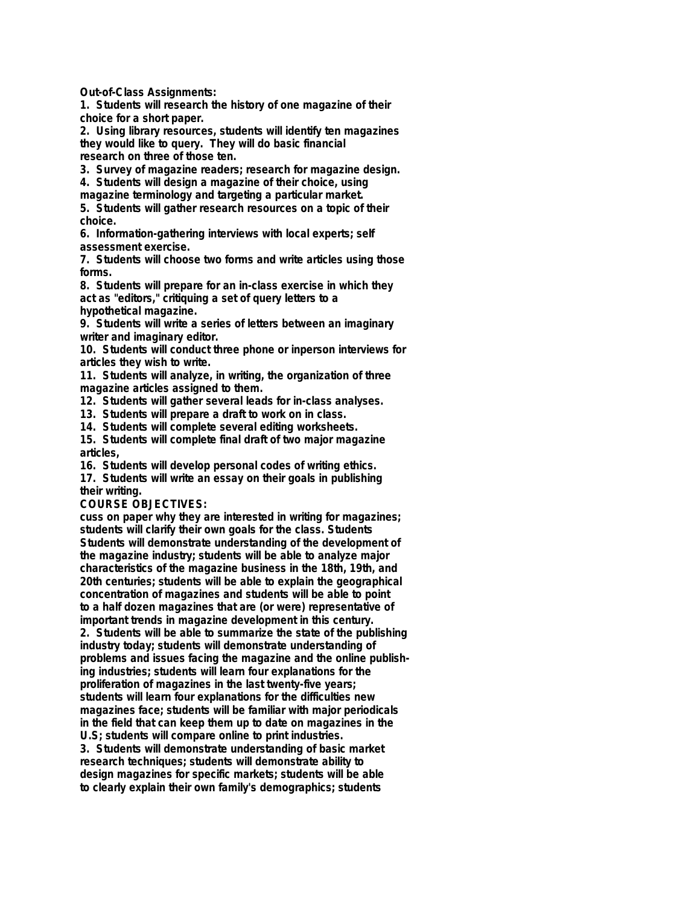**Out-of-Class Assignments:**

1. Students will research the history of one magazine of their choice for a short paper.
2. Using library resources, students will identify ten magazines they would like to query. They will do basic financial research on three of those ten.
3. Survey of magazine readers; research for magazine design.
4. Students will design a magazine of their choice, using magazine terminology and targeting a particular market.
5. Students will gather research resources on a topic of their choice.
6. Information-gathering interviews with local experts; self assessment exercise.
7. Students will choose two forms and write articles using those forms.
8. Students will prepare for an in-class exercise in which they act as "editors," critiquing a set of query letters to a hypothetical magazine.
9. Students will write a series of letters between an imaginary writer and imaginary editor.
10. Students will conduct three phone or inperson interviews for articles they wish to write.
11. Students will analyze, in writing, the organization of three magazine articles assigned to them.
12. Students will gather several leads for in-class analyses.
13. Students will prepare a draft to work on in class.
14. Students will complete several editing worksheets.
15. Students will complete final draft of two major magazine articles,
16. Students will develop personal codes of writing ethics.
17. Students will write an essay on their goals in publishing their writing.

**COURSE OBJECTIVES:**

cuss on paper why they are interested in writing for magazines; students will clarify their own goals for the class. Students Students will demonstrate understanding of the development of the magazine industry; students will be able to analyze major characteristics of the magazine business in the 18th, 19th, and 20th centuries; students will be able to explain the geographical concentration of magazines and students will be able to point to a half dozen magazines that are (or were) representative of important trends in magazine development in this century.

2. Students will be able to summarize the state of the publishing industry today; students will demonstrate understanding of problems and issues facing the magazine and the online publishing industries; students will learn four explanations for the proliferation of magazines in the last twenty-five years; students will learn four explanations for the difficulties new magazines face; students will be familiar with major periodicals in the field that can keep them up to date on magazines in the U.S; students will compare online to print industries.

3. Students will demonstrate understanding of basic market research techniques; students will demonstrate ability to design magazines for specific markets; students will be able to clearly explain their own family's demographics; students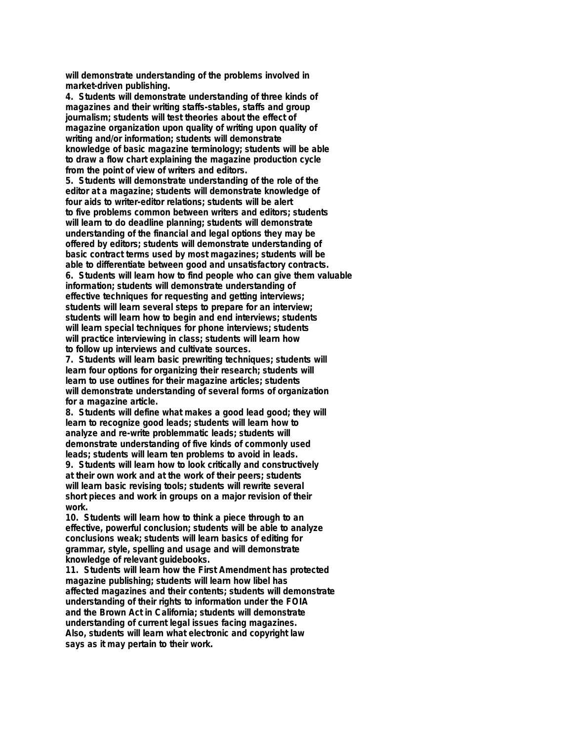will demonstrate understanding of the problems involved in market-driven publishing.

4. Students will demonstrate understanding of three kinds of magazines and their writing staffs-stables, staffs and group journalism; students will test theories about the effect of magazine organization upon quality of writing upon quality of writing and/or information; students will demonstrate knowledge of basic magazine terminology; students will be able to draw a flow chart explaining the magazine production cycle from the point of view of writers and editors.

5. Students will demonstrate understanding of the role of the editor at a magazine; students will demonstrate knowledge of four aids to writer-editor relations; students will be alert to five problems common between writers and editors; students will learn to do deadline planning; students will demonstrate understanding of the financial and legal options they may be offered by editors; students will demonstrate understanding of basic contract terms used by most magazines; students will be able to differentiate between good and unsatisfactory contracts.

6. Students will learn how to find people who can give them valuable information; students will demonstrate understanding of effective techniques for requesting and getting interviews; students will learn several steps to prepare for an interview; students will learn how to begin and end interviews; students will learn special techniques for phone interviews; students will practice interviewing in class; students will learn how to follow up interviews and cultivate sources.

7. Students will learn basic prewriting techniques; students will learn four options for organizing their research; students will learn to use outlines for their magazine articles; students will demonstrate understanding of several forms of organization for a magazine article.

8. Students will define what makes a good lead good; they will learn to recognize good leads; students will learn how to analyze and re-write problemmatic leads; students will demonstrate understanding of five kinds of commonly used leads; students will learn ten problems to avoid in leads.

9. Students will learn how to look critically and constructively at their own work and at the work of their peers; students will learn basic revising tools; students will rewrite several short pieces and work in groups on a major revision of their work.

10. Students will learn how to think a piece through to an effective, powerful conclusion; students will be able to analyze conclusions weak; students will learn basics of editing for grammar, style, spelling and usage and will demonstrate knowledge of relevant guidebooks.

11. Students will learn how the First Amendment has protected magazine publishing; students will learn how libel has affected magazines and their contents; students will demonstrate understanding of their rights to information under the FOIA and the Brown Act in California; students will demonstrate understanding of current legal issues facing magazines. Also, students will learn what electronic and copyright law says as it may pertain to their work.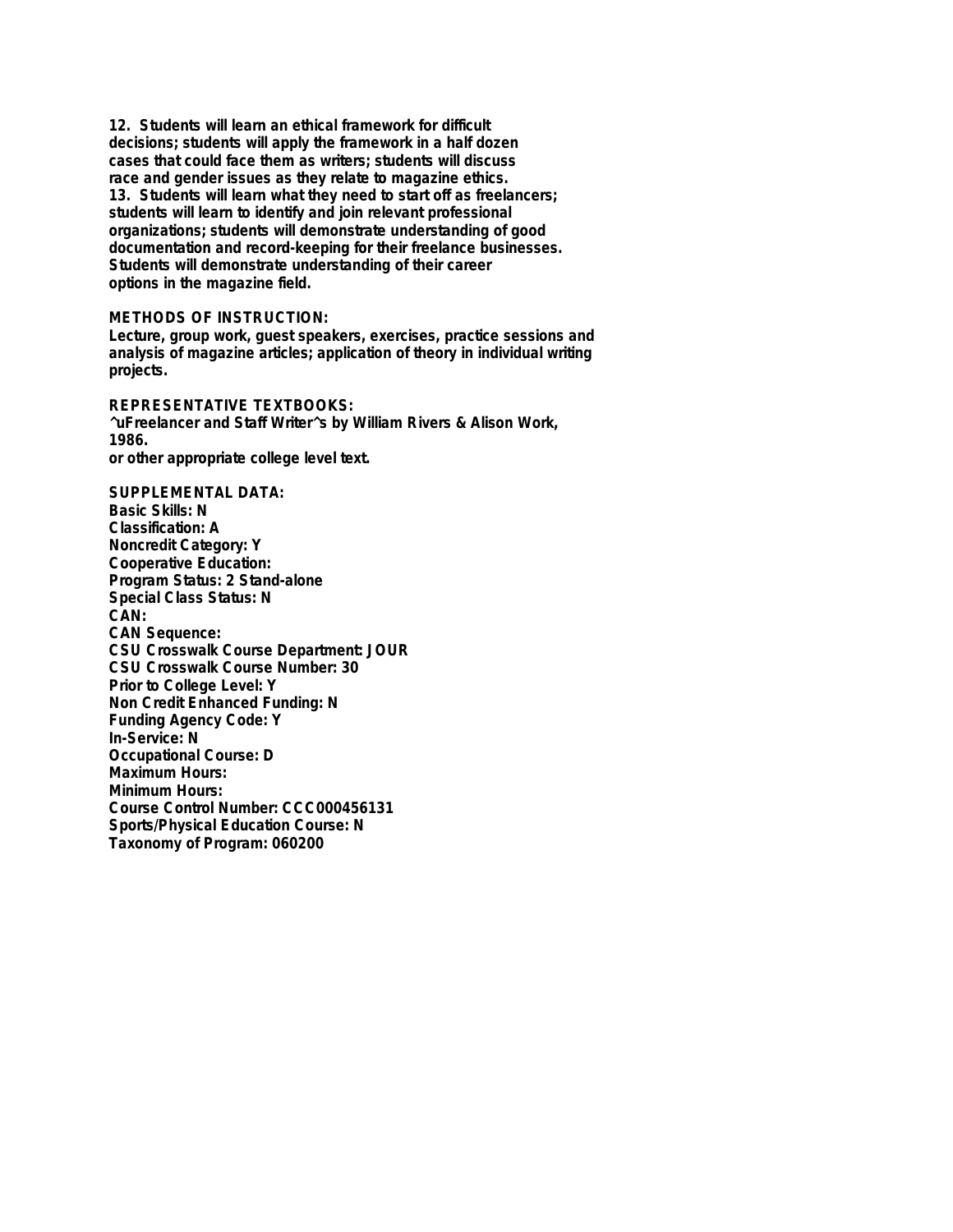12. Students will learn an ethical framework for difficult decisions; students will apply the framework in a half dozen cases that could face them as writers; students will discuss race and gender issues as they relate to magazine ethics.
13. Students will learn what they need to start off as freelancers; students will learn to identify and join relevant professional organizations; students will demonstrate understanding of good documentation and record-keeping for their freelance businesses. Students will demonstrate understanding of their career options in the magazine field.

**METHODS OF INSTRUCTION:**
Lecture, group work, guest speakers, exercises, practice sessions and analysis of magazine articles; application of theory in individual writing projects.

**REPRESENTATIVE TEXTBOOKS:**
^uFreelancer and Staff Writer^s by William Rivers & Alison Work, 1986.
or other appropriate college level text.

**SUPPLEMENTAL DATA:**
Basic Skills: N
Classification: A
Noncredit Category: Y
Cooperative Education:
Program Status: 2 Stand-alone
Special Class Status: N
CAN:
CAN Sequence:
CSU Crosswalk Course Department: JOUR
CSU Crosswalk Course Number: 30
Prior to College Level: Y
Non Credit Enhanced Funding: N
Funding Agency Code: Y
In-Service: N
Occupational Course: D
Maximum Hours:
Minimum Hours:
Course Control Number: CCC000456131
Sports/Physical Education Course: N
Taxonomy of Program: 060200